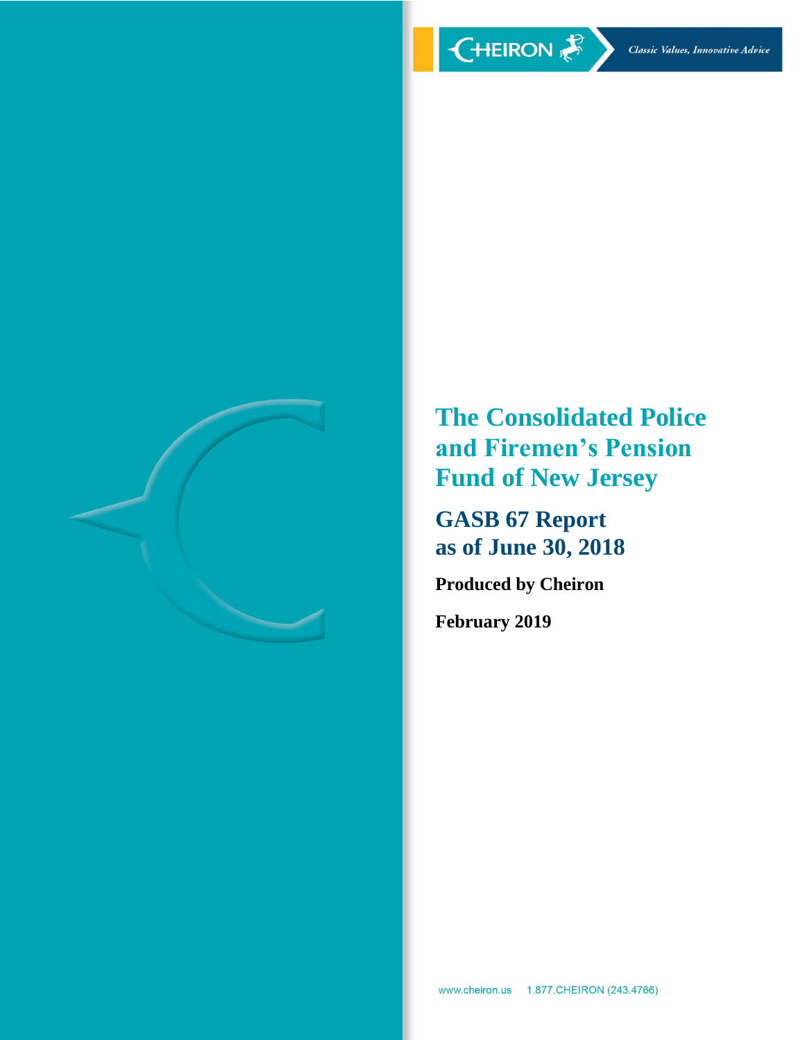CHEIRON *Classic Values, Innovative Advice*

# The Consolidated Police and Firemen's Pension Fund of New Jersey

## GASB 67 Report as of June 30, 2018

**Produced by Cheiron**

**February 2019**

www.cheiron.us 1.877.CHEIRON (243.4766)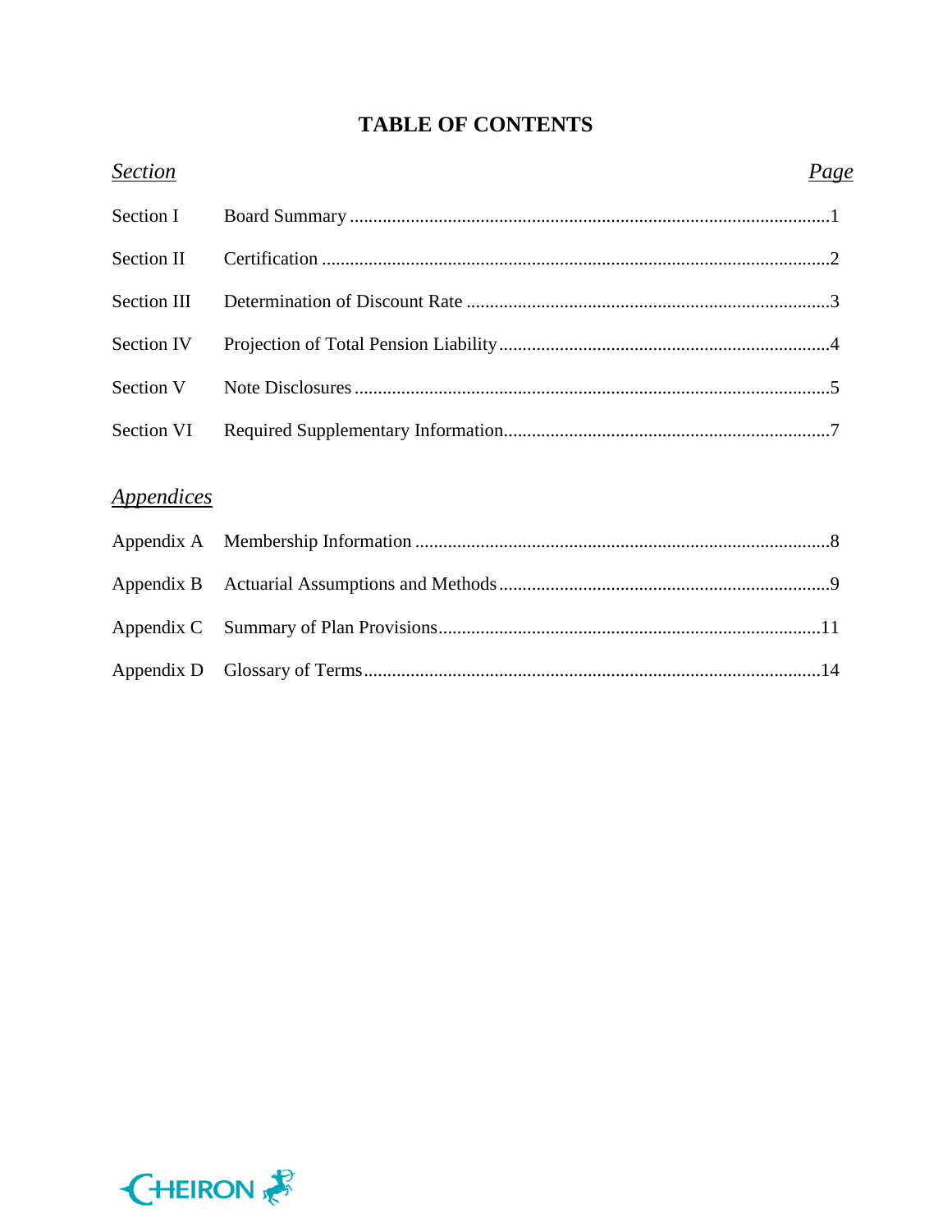# TABLE OF CONTENTS

| *Section* | | *Page* |
|---|---|---|
| Section I | Board Summary | 1 |
| Section II | Certification | 2 |
| Section III | Determination of Discount Rate | 3 |
| Section IV | Projection of Total Pension Liability | 4 |
| Section V | Note Disclosures | 5 |
| Section VI | Required Supplementary Information | 7 |

| *Appendices* | | |
|---|---|---|
| Appendix A | Membership Information | 8 |
| Appendix B | Actuarial Assumptions and Methods | 9 |
| Appendix C | Summary of Plan Provisions | 11 |
| Appendix D | Glossary of Terms | 14 |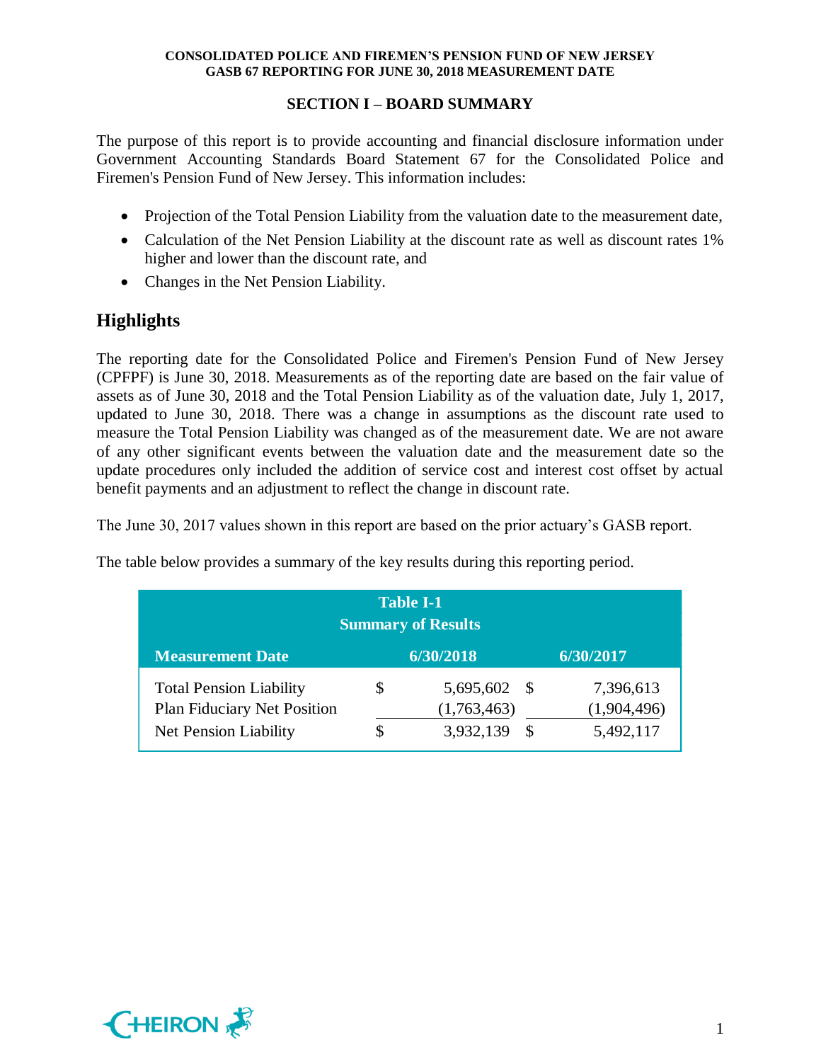## SECTION I – BOARD SUMMARY

The purpose of this report is to provide accounting and financial disclosure information under Government Accounting Standards Board Statement 67 for the Consolidated Police and Firemen's Pension Fund of New Jersey. This information includes:

- Projection of the Total Pension Liability from the valuation date to the measurement date,
- Calculation of the Net Pension Liability at the discount rate as well as discount rates 1% higher and lower than the discount rate, and
- Changes in the Net Pension Liability.

## Highlights

The reporting date for the Consolidated Police and Firemen's Pension Fund of New Jersey (CPFPF) is June 30, 2018. Measurements as of the reporting date are based on the fair value of assets as of June 30, 2018 and the Total Pension Liability as of the valuation date, July 1, 2017, updated to June 30, 2018. There was a change in assumptions as the discount rate used to measure the Total Pension Liability was changed as of the measurement date. We are not aware of any other significant events between the valuation date and the measurement date so the update procedures only included the addition of service cost and interest cost offset by actual benefit payments and an adjustment to reflect the change in discount rate.

The June 30, 2017 values shown in this report are based on the prior actuary's GASB report.

The table below provides a summary of the key results during this reporting period.

**Table I-1**
**Summary of Results**

| Measurement Date | 6/30/2018 | 6/30/2017 |
|---|---|---|
| Total Pension Liability | $ 5,695,602 | $ 7,396,613 |
| Plan Fiduciary Net Position | (1,763,463) | (1,904,496) |
| Net Pension Liability | $ 3,932,139 | $ 5,492,117 |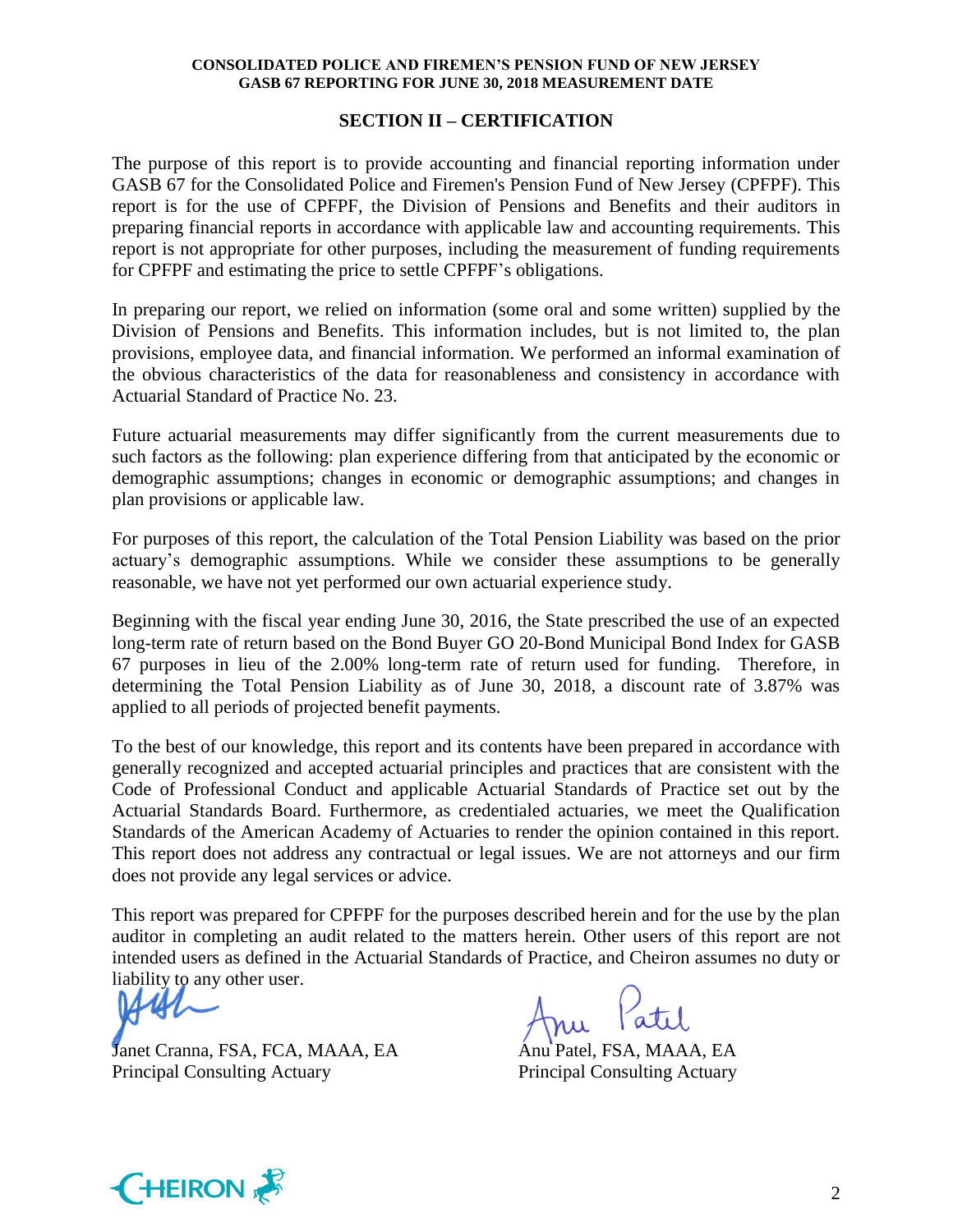## SECTION II – CERTIFICATION

The purpose of this report is to provide accounting and financial reporting information under GASB 67 for the Consolidated Police and Firemen's Pension Fund of New Jersey (CPFPF). This report is for the use of CPFPF, the Division of Pensions and Benefits and their auditors in preparing financial reports in accordance with applicable law and accounting requirements. This report is not appropriate for other purposes, including the measurement of funding requirements for CPFPF and estimating the price to settle CPFPF's obligations.

In preparing our report, we relied on information (some oral and some written) supplied by the Division of Pensions and Benefits. This information includes, but is not limited to, the plan provisions, employee data, and financial information. We performed an informal examination of the obvious characteristics of the data for reasonableness and consistency in accordance with Actuarial Standard of Practice No. 23.

Future actuarial measurements may differ significantly from the current measurements due to such factors as the following: plan experience differing from that anticipated by the economic or demographic assumptions; changes in economic or demographic assumptions; and changes in plan provisions or applicable law.

For purposes of this report, the calculation of the Total Pension Liability was based on the prior actuary's demographic assumptions. While we consider these assumptions to be generally reasonable, we have not yet performed our own actuarial experience study.

Beginning with the fiscal year ending June 30, 2016, the State prescribed the use of an expected long-term rate of return based on the Bond Buyer GO 20-Bond Municipal Bond Index for GASB 67 purposes in lieu of the 2.00% long-term rate of return used for funding. Therefore, in determining the Total Pension Liability as of June 30, 2018, a discount rate of 3.87% was applied to all periods of projected benefit payments.

To the best of our knowledge, this report and its contents have been prepared in accordance with generally recognized and accepted actuarial principles and practices that are consistent with the Code of Professional Conduct and applicable Actuarial Standards of Practice set out by the Actuarial Standards Board. Furthermore, as credentialed actuaries, we meet the Qualification Standards of the American Academy of Actuaries to render the opinion contained in this report. This report does not address any contractual or legal issues. We are not attorneys and our firm does not provide any legal services or advice.

This report was prepared for CPFPF for the purposes described herein and for the use by the plan auditor in completing an audit related to the matters herein. Other users of this report are not intended users as defined in the Actuarial Standards of Practice, and Cheiron assumes no duty or liability to any other user.

Janet Cranna, FSA, FCA, MAAA, EA
Principal Consulting Actuary

Anu Patel, FSA, MAAA, EA
Principal Consulting Actuary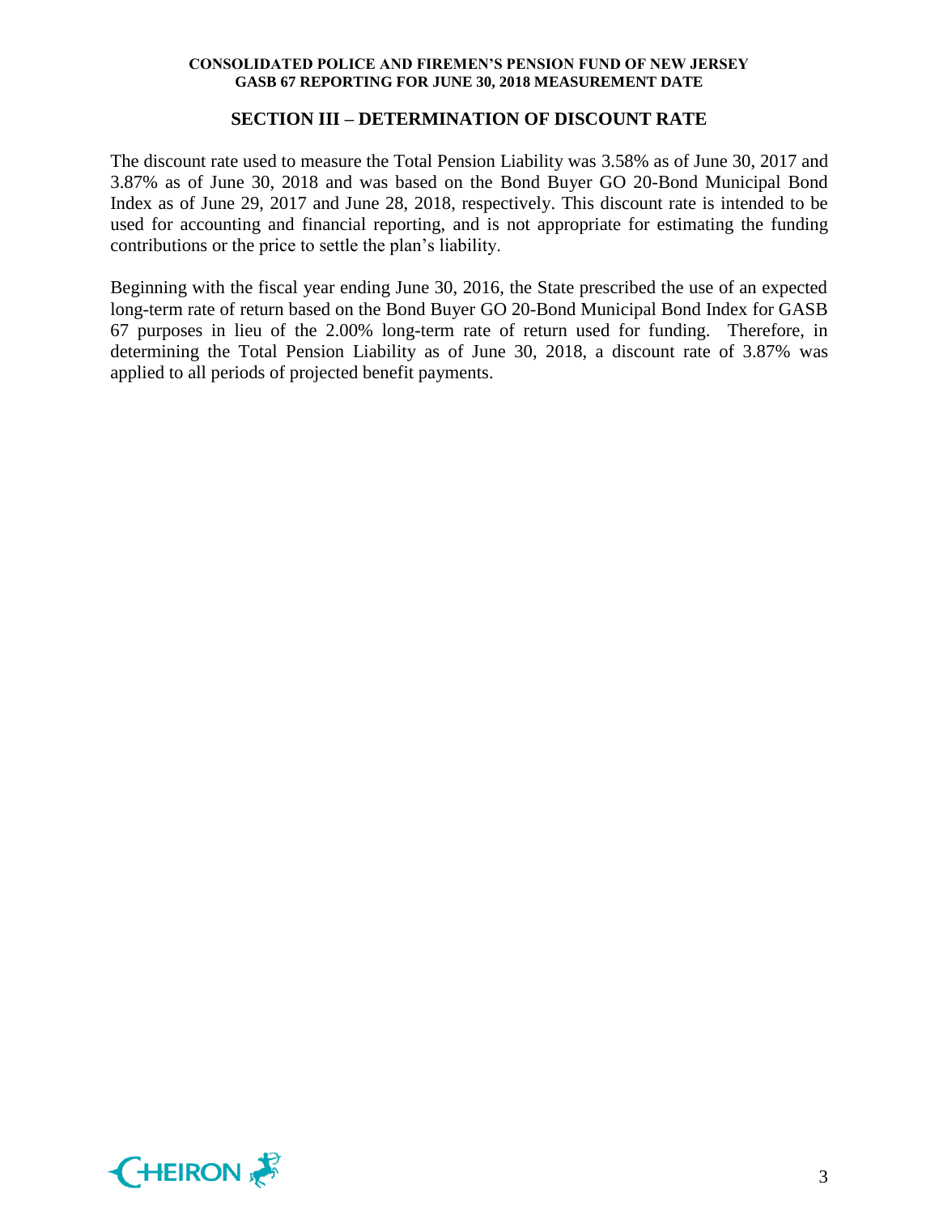## SECTION III – DETERMINATION OF DISCOUNT RATE

The discount rate used to measure the Total Pension Liability was 3.58% as of June 30, 2017 and 3.87% as of June 30, 2018 and was based on the Bond Buyer GO 20-Bond Municipal Bond Index as of June 29, 2017 and June 28, 2018, respectively. This discount rate is intended to be used for accounting and financial reporting, and is not appropriate for estimating the funding contributions or the price to settle the plan's liability.

Beginning with the fiscal year ending June 30, 2016, the State prescribed the use of an expected long-term rate of return based on the Bond Buyer GO 20-Bond Municipal Bond Index for GASB 67 purposes in lieu of the 2.00% long-term rate of return used for funding. Therefore, in determining the Total Pension Liability as of June 30, 2018, a discount rate of 3.87% was applied to all periods of projected benefit payments.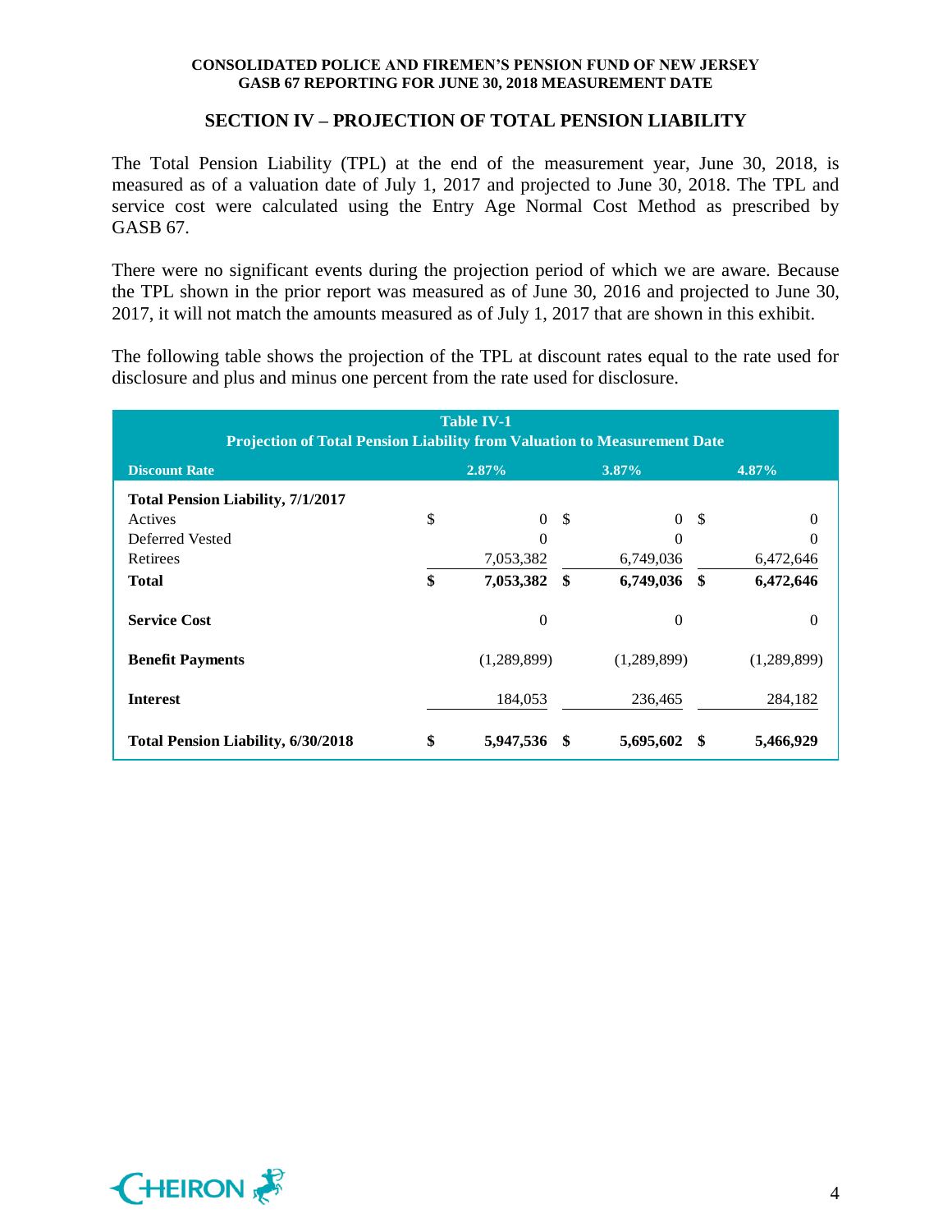## SECTION IV – PROJECTION OF TOTAL PENSION LIABILITY

The Total Pension Liability (TPL) at the end of the measurement year, June 30, 2018, is measured as of a valuation date of July 1, 2017 and projected to June 30, 2018. The TPL and service cost were calculated using the Entry Age Normal Cost Method as prescribed by GASB 67.

There were no significant events during the projection period of which we are aware. Because the TPL shown in the prior report was measured as of June 30, 2016 and projected to June 30, 2017, it will not match the amounts measured as of July 1, 2017 that are shown in this exhibit.

The following table shows the projection of the TPL at discount rates equal to the rate used for disclosure and plus and minus one percent from the rate used for disclosure.

**Table IV-1**
**Projection of Total Pension Liability from Valuation to Measurement Date**

| Discount Rate | 2.87% | 3.87% | 4.87% |
|---|---|---|---|
| **Total Pension Liability, 7/1/2017** | | | |
| Actives | $ 0 | $ 0 | $ 0 |
| Deferred Vested | 0 | 0 | 0 |
| Retirees | 7,053,382 | 6,749,036 | 6,472,646 |
| **Total** | **$ 7,053,382** | **$ 6,749,036** | **$ 6,472,646** |
| **Service Cost** | 0 | 0 | 0 |
| **Benefit Payments** | (1,289,899) | (1,289,899) | (1,289,899) |
| **Interest** | 184,053 | 236,465 | 284,182 |
| **Total Pension Liability, 6/30/2018** | **$ 5,947,536** | **$ 5,695,602** | **$ 5,466,929** |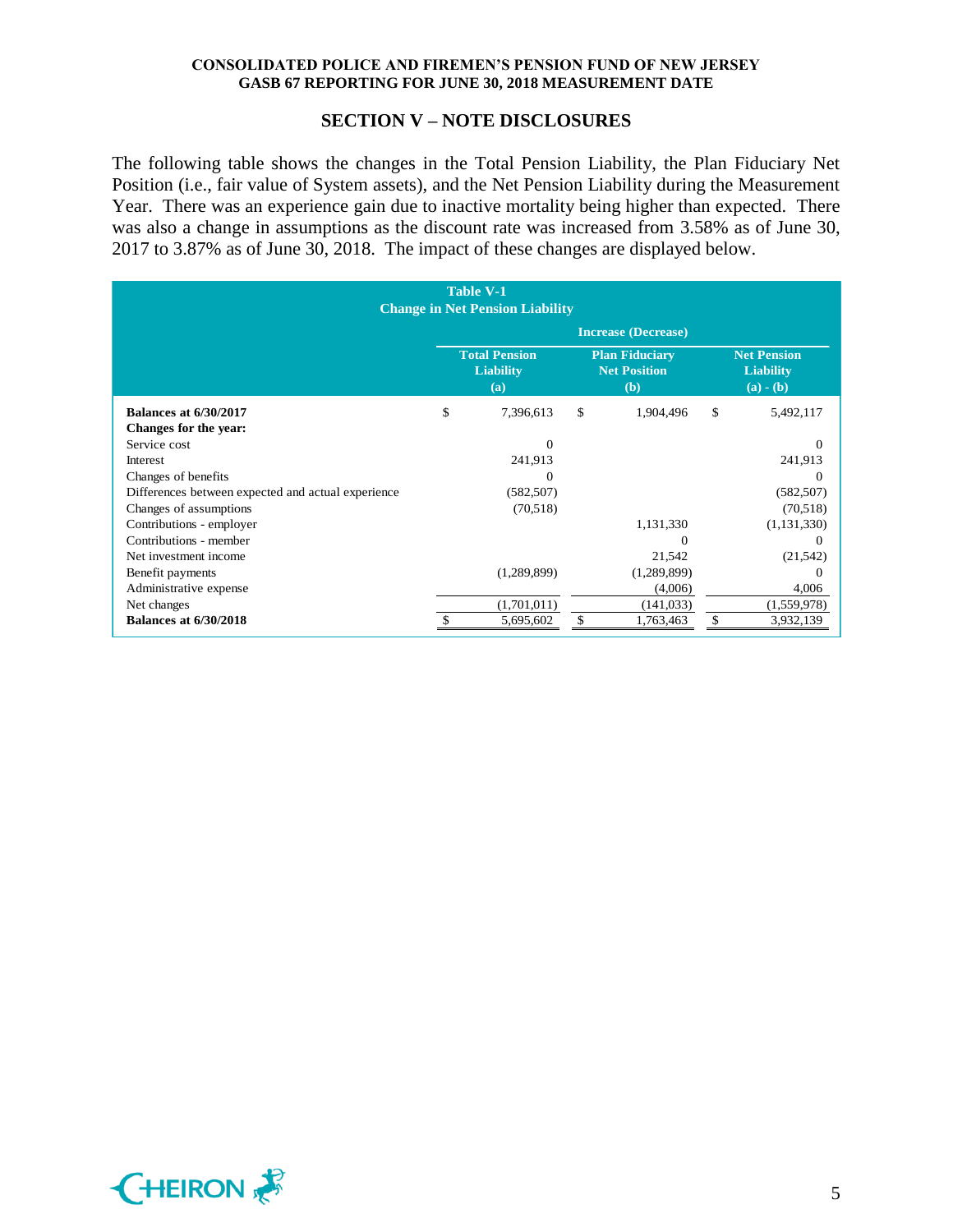## SECTION V – NOTE DISCLOSURES

The following table shows the changes in the Total Pension Liability, the Plan Fiduciary Net Position (i.e., fair value of System assets), and the Net Pension Liability during the Measurement Year. There was an experience gain due to inactive mortality being higher than expected. There was also a change in assumptions as the discount rate was increased from 3.58% as of June 30, 2017 to 3.87% as of June 30, 2018. The impact of these changes are displayed below.

**Table V-1**
**Change in Net Pension Liability**

| | Increase (Decrease) | | |
|---|---|---|---|
| | **Total Pension Liability (a)** | **Plan Fiduciary Net Position (b)** | **Net Pension Liability (a) - (b)** |
| **Balances at 6/30/2017** | $ 7,396,613 | $ 1,904,496 | $ 5,492,117 |
| **Changes for the year:** | | | |
| Service cost | 0 | | 0 |
| Interest | 241,913 | | 241,913 |
| Changes of benefits | 0 | | 0 |
| Differences between expected and actual experience | (582,507) | | (582,507) |
| Changes of assumptions | (70,518) | | (70,518) |
| Contributions - employer | | 1,131,330 | (1,131,330) |
| Contributions - member | | 0 | 0 |
| Net investment income | | 21,542 | (21,542) |
| Benefit payments | (1,289,899) | (1,289,899) | 0 |
| Administrative expense | | (4,006) | 4,006 |
| Net changes | (1,701,011) | (141,033) | (1,559,978) |
| **Balances at 6/30/2018** | $ 5,695,602 | $ 1,763,463 | $ 3,932,139 |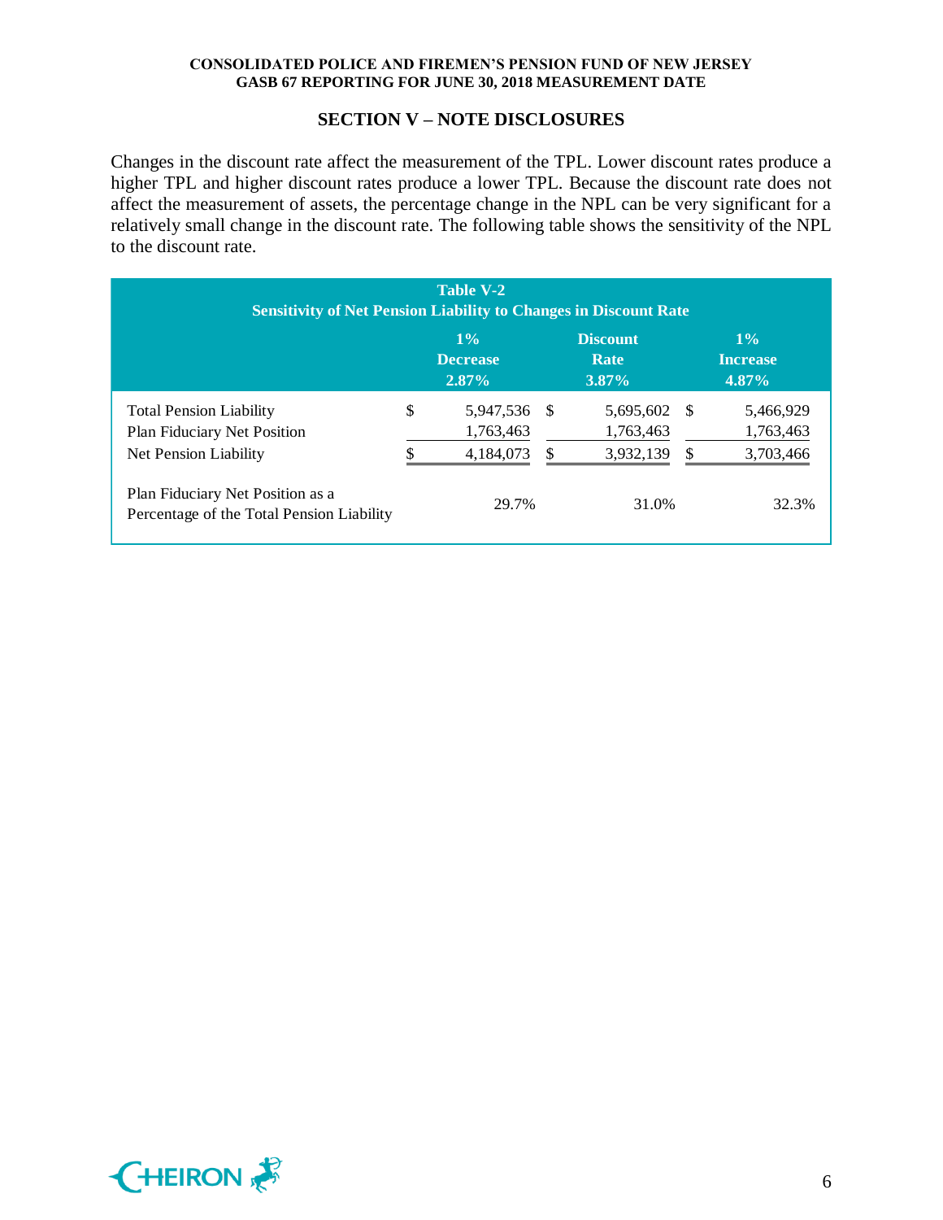## SECTION V – NOTE DISCLOSURES

Changes in the discount rate affect the measurement of the TPL. Lower discount rates produce a higher TPL and higher discount rates produce a lower TPL. Because the discount rate does not affect the measurement of assets, the percentage change in the NPL can be very significant for a relatively small change in the discount rate. The following table shows the sensitivity of the NPL to the discount rate.

**Table V-2**
**Sensitivity of Net Pension Liability to Changes in Discount Rate**

| | 1% Decrease 2.87% | Discount Rate 3.87% | 1% Increase 4.87% |
|---|---|---|---|
| Total Pension Liability | $ 5,947,536 | $ 5,695,602 | $ 5,466,929 |
| Plan Fiduciary Net Position | 1,763,463 | 1,763,463 | 1,763,463 |
| Net Pension Liability | $ 4,184,073 | $ 3,932,139 | $ 3,703,466 |
| Plan Fiduciary Net Position as a Percentage of the Total Pension Liability | 29.7% | 31.0% | 32.3% |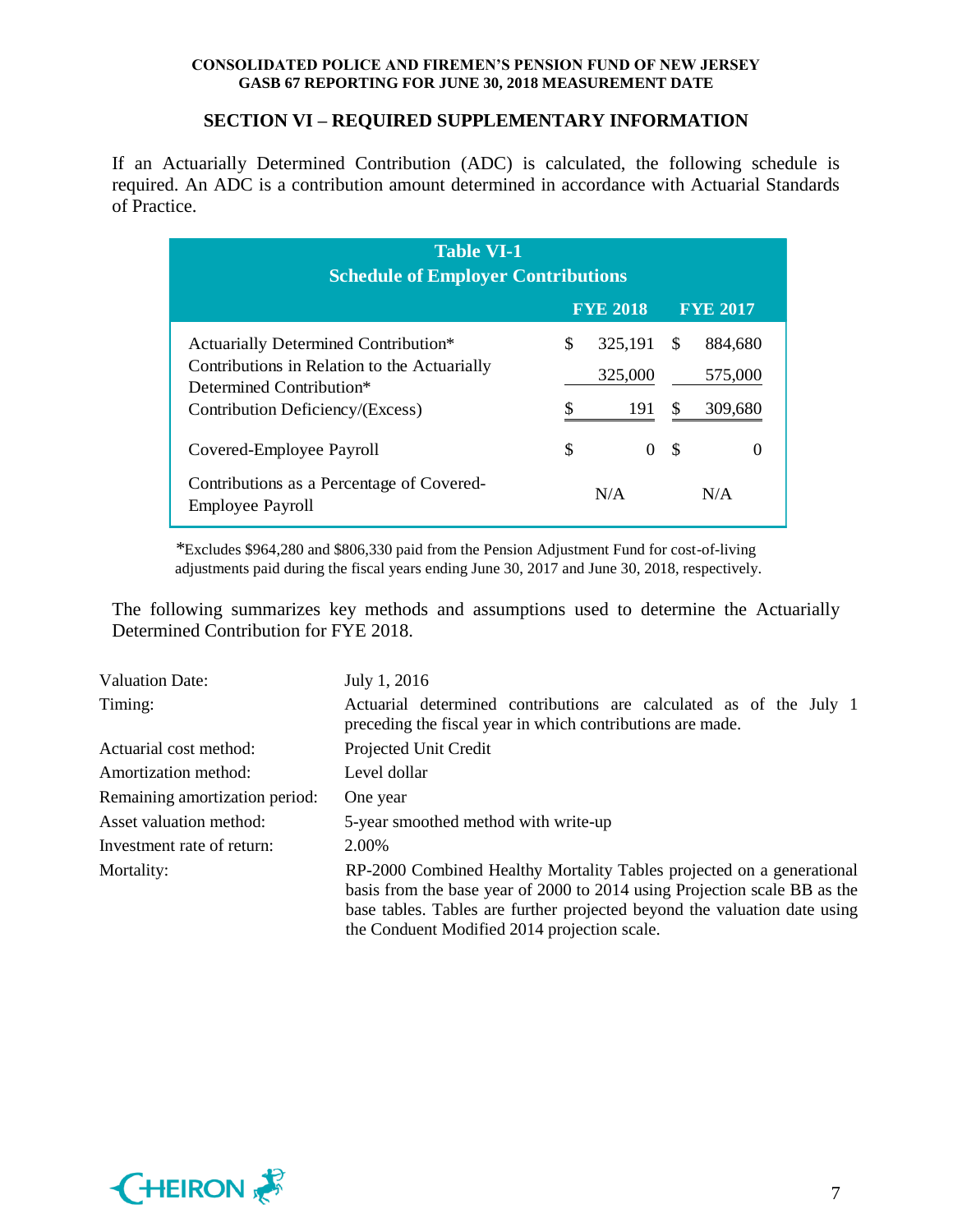## SECTION VI – REQUIRED SUPPLEMENTARY INFORMATION

If an Actuarially Determined Contribution (ADC) is calculated, the following schedule is required. An ADC is a contribution amount determined in accordance with Actuarial Standards of Practice.

**Table VI-1**
**Schedule of Employer Contributions**

| | FYE 2018 | FYE 2017 |
|---|---|---|
| Actuarially Determined Contribution* | $ 325,191 | $ 884,680 |
| Contributions in Relation to the Actuarially Determined Contribution* | 325,000 | 575,000 |
| Contribution Deficiency/(Excess) | $ 191 | $ 309,680 |
| Covered-Employee Payroll | $ 0 | $ 0 |
| Contributions as a Percentage of Covered-Employee Payroll | N/A | N/A |

*Excludes $964,280 and $806,330 paid from the Pension Adjustment Fund for cost-of-living adjustments paid during the fiscal years ending June 30, 2017 and June 30, 2018, respectively.

The following summarizes key methods and assumptions used to determine the Actuarially Determined Contribution for FYE 2018.

| | |
|---|---|
| Valuation Date: | July 1, 2016 |
| Timing: | Actuarial determined contributions are calculated as of the July 1 preceding the fiscal year in which contributions are made. |
| Actuarial cost method: | Projected Unit Credit |
| Amortization method: | Level dollar |
| Remaining amortization period: | One year |
| Asset valuation method: | 5-year smoothed method with write-up |
| Investment rate of return: | 2.00% |
| Mortality: | RP-2000 Combined Healthy Mortality Tables projected on a generational basis from the base year of 2000 to 2014 using Projection scale BB as the base tables. Tables are further projected beyond the valuation date using the Conduent Modified 2014 projection scale. |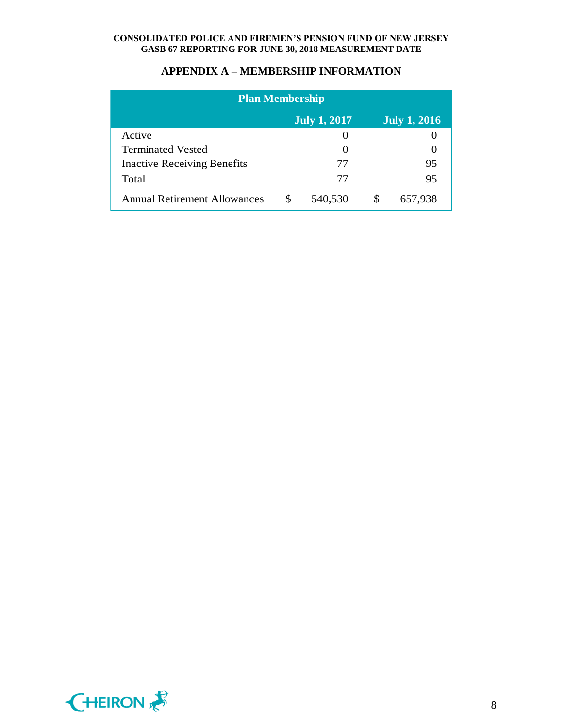## APPENDIX A – MEMBERSHIP INFORMATION

| Plan Membership | | |
|---|---|---|
| | July 1, 2017 | July 1, 2016 |
| Active | 0 | 0 |
| Terminated Vested | 0 | 0 |
| Inactive Receiving Benefits | 77 | 95 |
| Total | 77 | 95 |
| Annual Retirement Allowances | $ 540,530 | $ 657,938 |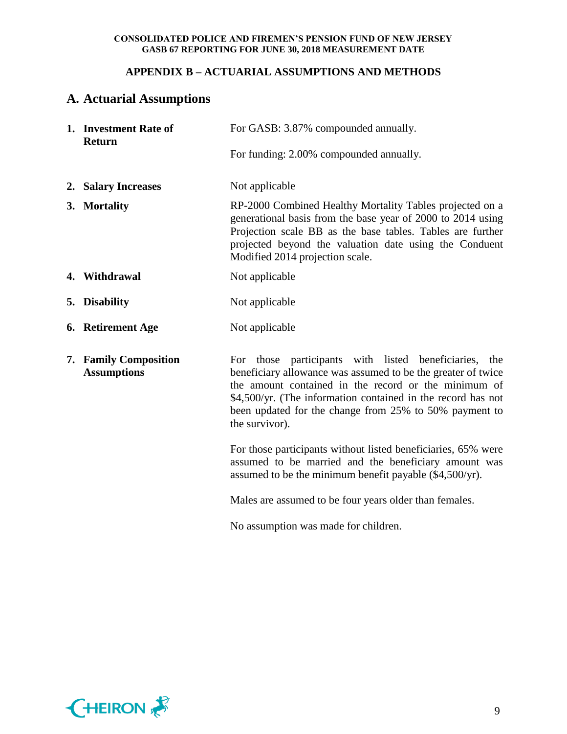## APPENDIX B – ACTUARIAL ASSUMPTIONS AND METHODS

## A. Actuarial Assumptions

1. **Investment Rate of Return**

   For GASB: 3.87% compounded annually.

   For funding: 2.00% compounded annually.

2. **Salary Increases**

   Not applicable

3. **Mortality**

   RP-2000 Combined Healthy Mortality Tables projected on a generational basis from the base year of 2000 to 2014 using Projection scale BB as the base tables. Tables are further projected beyond the valuation date using the Conduent Modified 2014 projection scale.

4. **Withdrawal**

   Not applicable

5. **Disability**

   Not applicable

6. **Retirement Age**

   Not applicable

7. **Family Composition Assumptions**

   For those participants with listed beneficiaries, the beneficiary allowance was assumed to be the greater of twice the amount contained in the record or the minimum of $4,500/yr. (The information contained in the record has not been updated for the change from 25% to 50% payment to the survivor).

   For those participants without listed beneficiaries, 65% were assumed to be married and the beneficiary amount was assumed to be the minimum benefit payable ($4,500/yr).

   Males are assumed to be four years older than females.

   No assumption was made for children.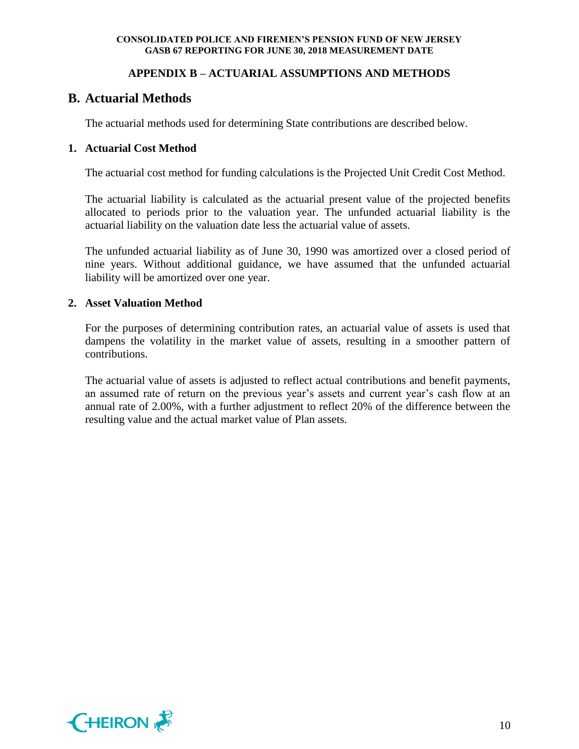## APPENDIX B – ACTUARIAL ASSUMPTIONS AND METHODS

# B. Actuarial Methods

The actuarial methods used for determining State contributions are described below.

### 1. Actuarial Cost Method

The actuarial cost method for funding calculations is the Projected Unit Credit Cost Method.

The actuarial liability is calculated as the actuarial present value of the projected benefits allocated to periods prior to the valuation year. The unfunded actuarial liability is the actuarial liability on the valuation date less the actuarial value of assets.

The unfunded actuarial liability as of June 30, 1990 was amortized over a closed period of nine years. Without additional guidance, we have assumed that the unfunded actuarial liability will be amortized over one year.

### 2. Asset Valuation Method

For the purposes of determining contribution rates, an actuarial value of assets is used that dampens the volatility in the market value of assets, resulting in a smoother pattern of contributions.

The actuarial value of assets is adjusted to reflect actual contributions and benefit payments, an assumed rate of return on the previous year's assets and current year's cash flow at an annual rate of 2.00%, with a further adjustment to reflect 20% of the difference between the resulting value and the actual market value of Plan assets.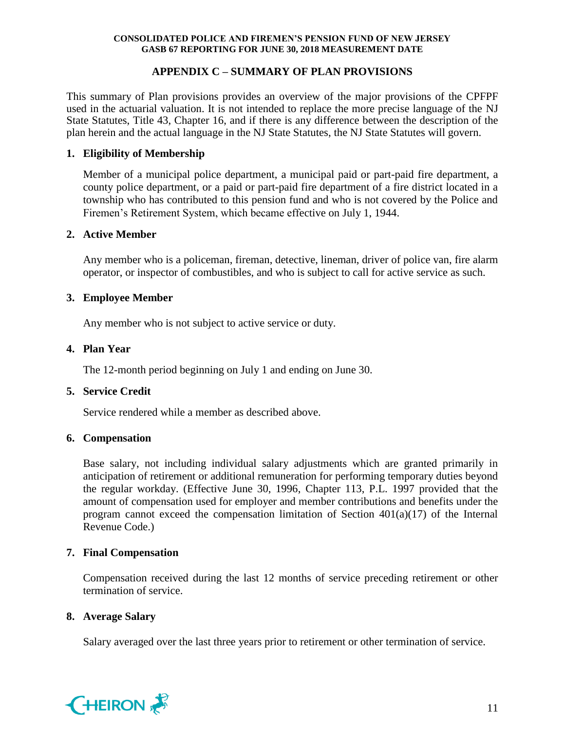## APPENDIX C – SUMMARY OF PLAN PROVISIONS

This summary of Plan provisions provides an overview of the major provisions of the CPFPF used in the actuarial valuation. It is not intended to replace the more precise language of the NJ State Statutes, Title 43, Chapter 16, and if there is any difference between the description of the plan herein and the actual language in the NJ State Statutes, the NJ State Statutes will govern.

### 1. Eligibility of Membership

Member of a municipal police department, a municipal paid or part-paid fire department, a county police department, or a paid or part-paid fire department of a fire district located in a township who has contributed to this pension fund and who is not covered by the Police and Firemen's Retirement System, which became effective on July 1, 1944.

### 2. Active Member

Any member who is a policeman, fireman, detective, lineman, driver of police van, fire alarm operator, or inspector of combustibles, and who is subject to call for active service as such.

### 3. Employee Member

Any member who is not subject to active service or duty.

### 4. Plan Year

The 12-month period beginning on July 1 and ending on June 30.

### 5. Service Credit

Service rendered while a member as described above.

### 6. Compensation

Base salary, not including individual salary adjustments which are granted primarily in anticipation of retirement or additional remuneration for performing temporary duties beyond the regular workday. (Effective June 30, 1996, Chapter 113, P.L. 1997 provided that the amount of compensation used for employer and member contributions and benefits under the program cannot exceed the compensation limitation of Section 401(a)(17) of the Internal Revenue Code.)

### 7. Final Compensation

Compensation received during the last 12 months of service preceding retirement or other termination of service.

### 8. Average Salary

Salary averaged over the last three years prior to retirement or other termination of service.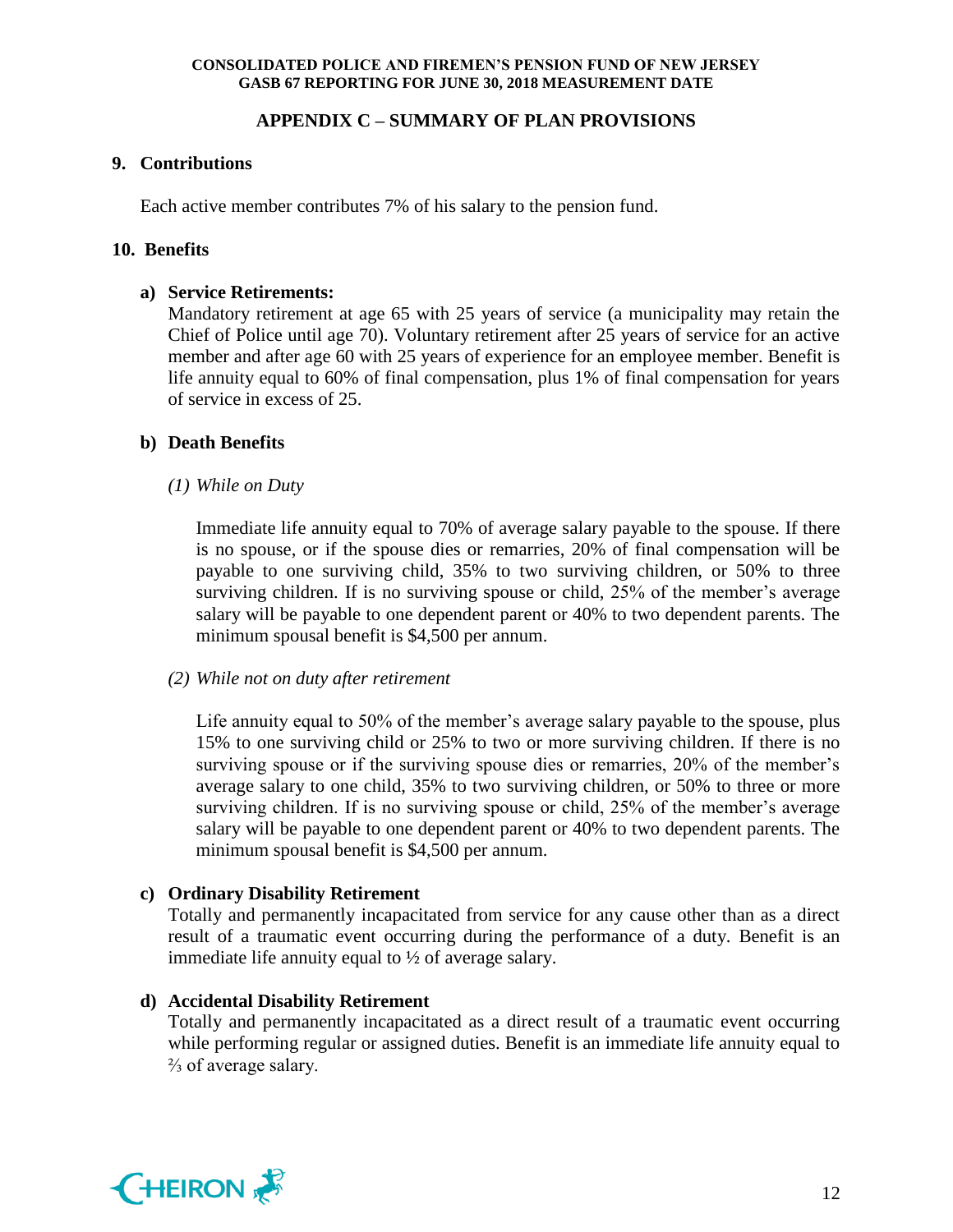## APPENDIX C – SUMMARY OF PLAN PROVISIONS

### 9. Contributions

Each active member contributes 7% of his salary to the pension fund.

### 10. Benefits

#### a) Service Retirements:

Mandatory retirement at age 65 with 25 years of service (a municipality may retain the Chief of Police until age 70). Voluntary retirement after 25 years of service for an active member and after age 60 with 25 years of experience for an employee member. Benefit is life annuity equal to 60% of final compensation, plus 1% of final compensation for years of service in excess of 25.

#### b) Death Benefits

*(1) While on Duty*

Immediate life annuity equal to 70% of average salary payable to the spouse. If there is no spouse, or if the spouse dies or remarries, 20% of final compensation will be payable to one surviving child, 35% to two surviving children, or 50% to three surviving children. If is no surviving spouse or child, 25% of the member's average salary will be payable to one dependent parent or 40% to two dependent parents. The minimum spousal benefit is $4,500 per annum.

*(2) While not on duty after retirement*

Life annuity equal to 50% of the member's average salary payable to the spouse, plus 15% to one surviving child or 25% to two or more surviving children. If there is no surviving spouse or if the surviving spouse dies or remarries, 20% of the member's average salary to one child, 35% to two surviving children, or 50% to three or more surviving children. If is no surviving spouse or child, 25% of the member's average salary will be payable to one dependent parent or 40% to two dependent parents. The minimum spousal benefit is $4,500 per annum.

#### c) Ordinary Disability Retirement

Totally and permanently incapacitated from service for any cause other than as a direct result of a traumatic event occurring during the performance of a duty. Benefit is an immediate life annuity equal to ½ of average salary.

#### d) Accidental Disability Retirement

Totally and permanently incapacitated as a direct result of a traumatic event occurring while performing regular or assigned duties. Benefit is an immediate life annuity equal to ⅔ of average salary.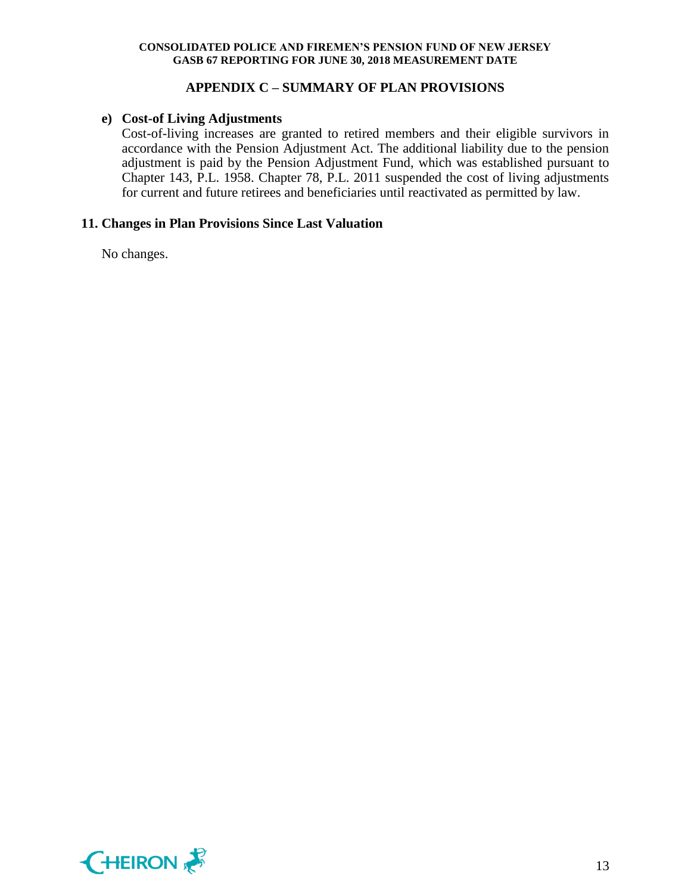## APPENDIX C – SUMMARY OF PLAN PROVISIONS

**e) Cost-of Living Adjustments**

Cost-of-living increases are granted to retired members and their eligible survivors in accordance with the Pension Adjustment Act. The additional liability due to the pension adjustment is paid by the Pension Adjustment Fund, which was established pursuant to Chapter 143, P.L. 1958. Chapter 78, P.L. 2011 suspended the cost of living adjustments for current and future retirees and beneficiaries until reactivated as permitted by law.

### 11. Changes in Plan Provisions Since Last Valuation

No changes.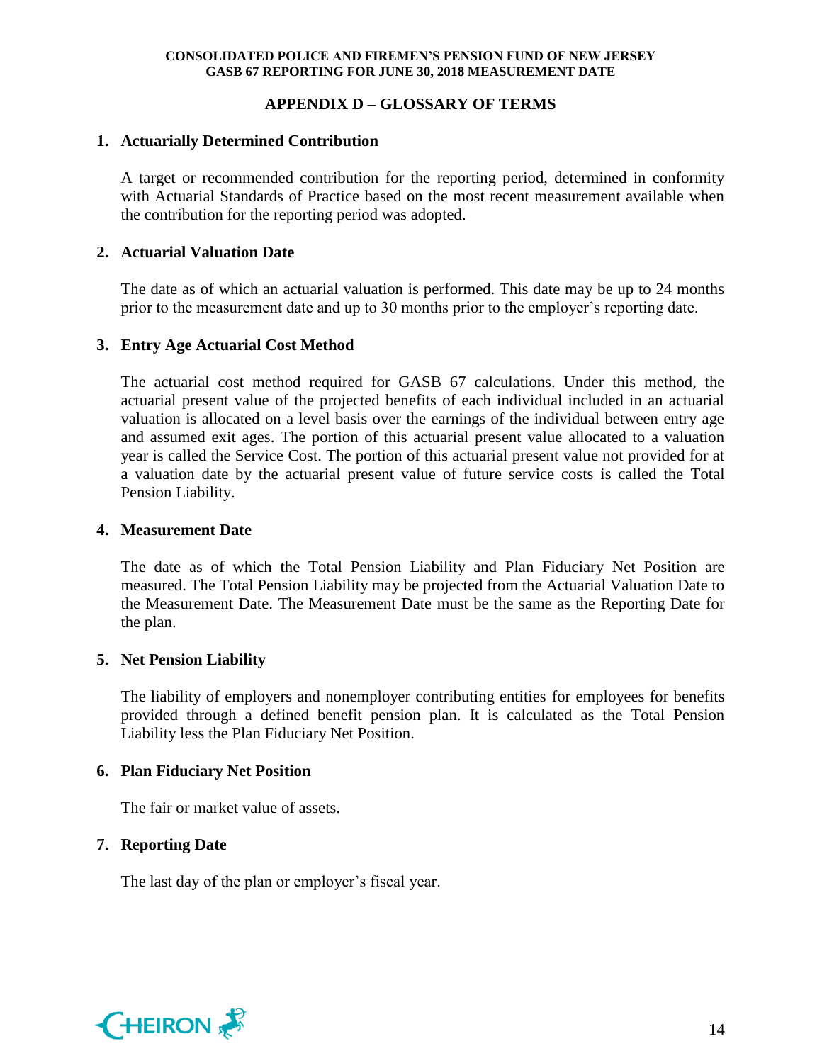## APPENDIX D – GLOSSARY OF TERMS

**1. Actuarially Determined Contribution**

A target or recommended contribution for the reporting period, determined in conformity with Actuarial Standards of Practice based on the most recent measurement available when the contribution for the reporting period was adopted.

**2. Actuarial Valuation Date**

The date as of which an actuarial valuation is performed. This date may be up to 24 months prior to the measurement date and up to 30 months prior to the employer's reporting date.

**3. Entry Age Actuarial Cost Method**

The actuarial cost method required for GASB 67 calculations. Under this method, the actuarial present value of the projected benefits of each individual included in an actuarial valuation is allocated on a level basis over the earnings of the individual between entry age and assumed exit ages. The portion of this actuarial present value allocated to a valuation year is called the Service Cost. The portion of this actuarial present value not provided for at a valuation date by the actuarial present value of future service costs is called the Total Pension Liability.

**4. Measurement Date**

The date as of which the Total Pension Liability and Plan Fiduciary Net Position are measured. The Total Pension Liability may be projected from the Actuarial Valuation Date to the Measurement Date. The Measurement Date must be the same as the Reporting Date for the plan.

**5. Net Pension Liability**

The liability of employers and nonemployer contributing entities for employees for benefits provided through a defined benefit pension plan. It is calculated as the Total Pension Liability less the Plan Fiduciary Net Position.

**6. Plan Fiduciary Net Position**

The fair or market value of assets.

**7. Reporting Date**

The last day of the plan or employer's fiscal year.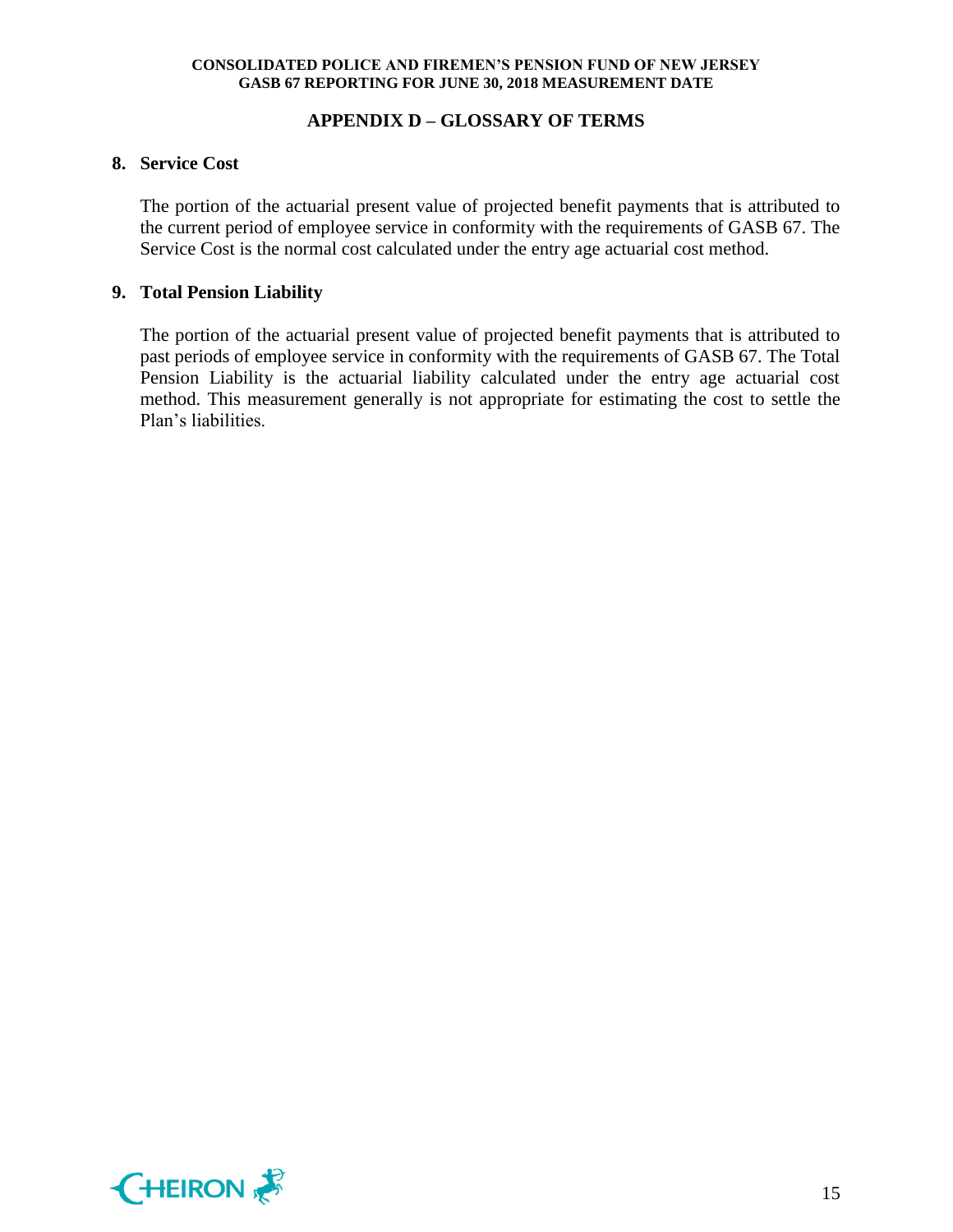## APPENDIX D – GLOSSARY OF TERMS

**8. Service Cost**

The portion of the actuarial present value of projected benefit payments that is attributed to the current period of employee service in conformity with the requirements of GASB 67. The Service Cost is the normal cost calculated under the entry age actuarial cost method.

**9. Total Pension Liability**

The portion of the actuarial present value of projected benefit payments that is attributed to past periods of employee service in conformity with the requirements of GASB 67. The Total Pension Liability is the actuarial liability calculated under the entry age actuarial cost method. This measurement generally is not appropriate for estimating the cost to settle the Plan's liabilities.